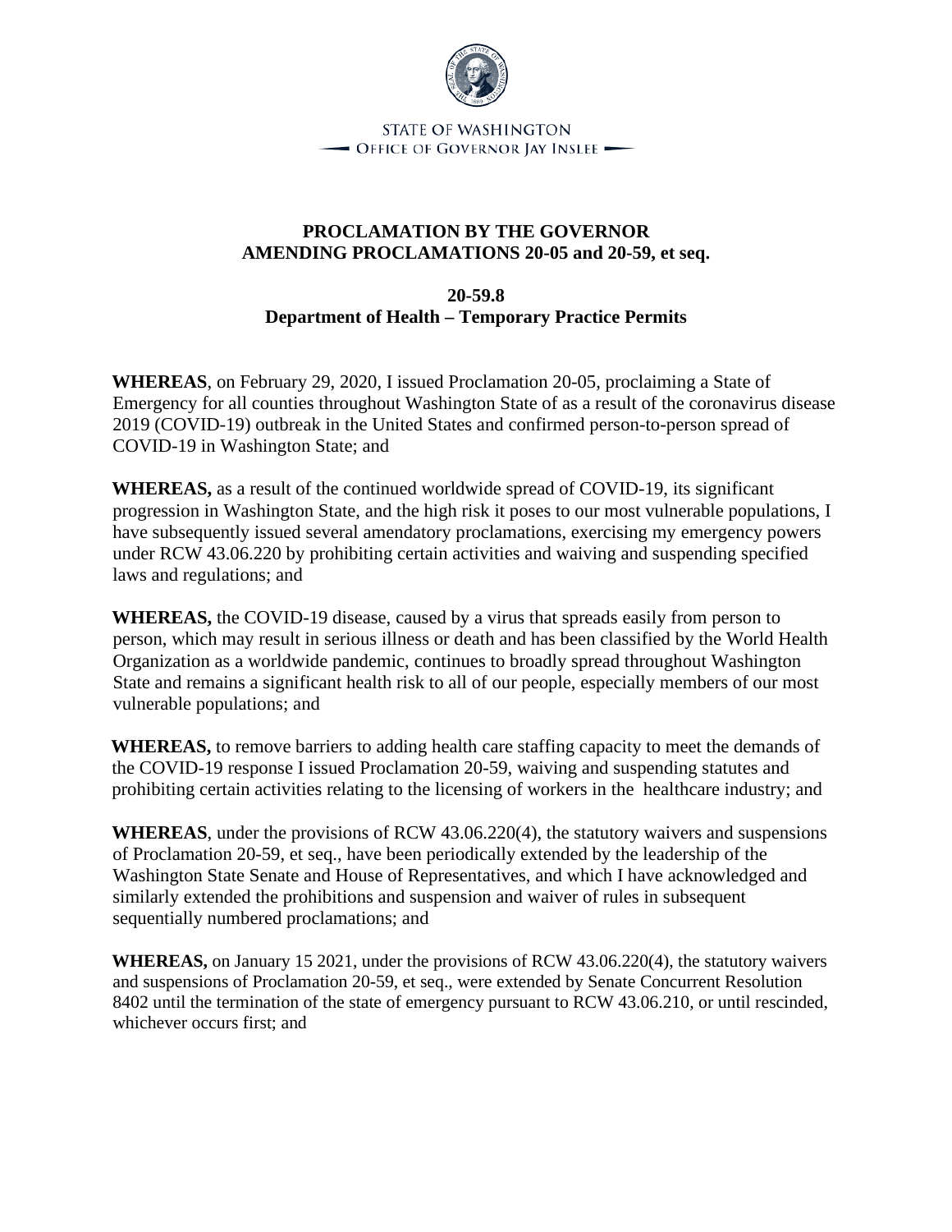STATE OF WASHINGTON
OFFICE OF GOVERNOR JAY INSLEE

# PROCLAMATION BY THE GOVERNOR AMENDING PROCLAMATIONS 20-05 and 20-59, et seq.

## 20-59.8
## Department of Health – Temporary Practice Permits

**WHEREAS**, on February 29, 2020, I issued Proclamation 20-05, proclaiming a State of Emergency for all counties throughout Washington State of as a result of the coronavirus disease 2019 (COVID-19) outbreak in the United States and confirmed person-to-person spread of COVID-19 in Washington State; and

**WHEREAS,** as a result of the continued worldwide spread of COVID-19, its significant progression in Washington State, and the high risk it poses to our most vulnerable populations, I have subsequently issued several amendatory proclamations, exercising my emergency powers under RCW 43.06.220 by prohibiting certain activities and waiving and suspending specified laws and regulations; and

**WHEREAS,** the COVID-19 disease, caused by a virus that spreads easily from person to person, which may result in serious illness or death and has been classified by the World Health Organization as a worldwide pandemic, continues to broadly spread throughout Washington State and remains a significant health risk to all of our people, especially members of our most vulnerable populations; and

**WHEREAS,** to remove barriers to adding health care staffing capacity to meet the demands of the COVID-19 response I issued Proclamation 20-59, waiving and suspending statutes and prohibiting certain activities relating to the licensing of workers in the healthcare industry; and

**WHEREAS**, under the provisions of RCW 43.06.220(4), the statutory waivers and suspensions of Proclamation 20-59, et seq., have been periodically extended by the leadership of the Washington State Senate and House of Representatives, and which I have acknowledged and similarly extended the prohibitions and suspension and waiver of rules in subsequent sequentially numbered proclamations; and

**WHEREAS,** on January 15 2021, under the provisions of RCW 43.06.220(4), the statutory waivers and suspensions of Proclamation 20-59, et seq., were extended by Senate Concurrent Resolution 8402 until the termination of the state of emergency pursuant to RCW 43.06.210, or until rescinded, whichever occurs first; and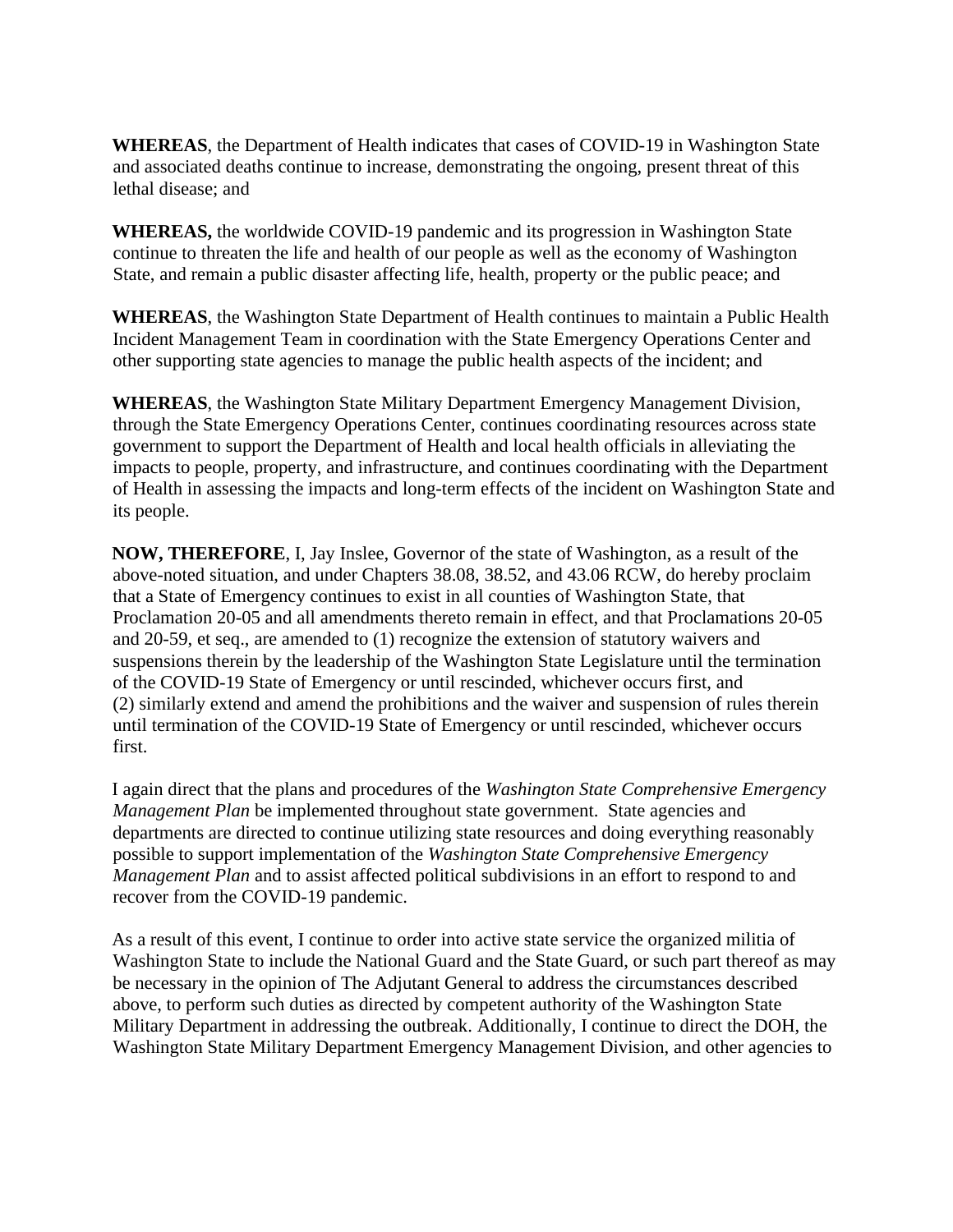**WHEREAS**, the Department of Health indicates that cases of COVID-19 in Washington State and associated deaths continue to increase, demonstrating the ongoing, present threat of this lethal disease; and

**WHEREAS,** the worldwide COVID-19 pandemic and its progression in Washington State continue to threaten the life and health of our people as well as the economy of Washington State, and remain a public disaster affecting life, health, property or the public peace; and

**WHEREAS**, the Washington State Department of Health continues to maintain a Public Health Incident Management Team in coordination with the State Emergency Operations Center and other supporting state agencies to manage the public health aspects of the incident; and

**WHEREAS**, the Washington State Military Department Emergency Management Division, through the State Emergency Operations Center, continues coordinating resources across state government to support the Department of Health and local health officials in alleviating the impacts to people, property, and infrastructure, and continues coordinating with the Department of Health in assessing the impacts and long-term effects of the incident on Washington State and its people.

**NOW, THEREFORE**, I, Jay Inslee, Governor of the state of Washington, as a result of the above-noted situation, and under Chapters 38.08, 38.52, and 43.06 RCW, do hereby proclaim that a State of Emergency continues to exist in all counties of Washington State, that Proclamation 20-05 and all amendments thereto remain in effect, and that Proclamations 20-05 and 20-59, et seq., are amended to (1) recognize the extension of statutory waivers and suspensions therein by the leadership of the Washington State Legislature until the termination of the COVID-19 State of Emergency or until rescinded, whichever occurs first, and (2) similarly extend and amend the prohibitions and the waiver and suspension of rules therein until termination of the COVID-19 State of Emergency or until rescinded, whichever occurs first.

I again direct that the plans and procedures of the *Washington State Comprehensive Emergency Management Plan* be implemented throughout state government. State agencies and departments are directed to continue utilizing state resources and doing everything reasonably possible to support implementation of the *Washington State Comprehensive Emergency Management Plan* and to assist affected political subdivisions in an effort to respond to and recover from the COVID-19 pandemic.

As a result of this event, I continue to order into active state service the organized militia of Washington State to include the National Guard and the State Guard, or such part thereof as may be necessary in the opinion of The Adjutant General to address the circumstances described above, to perform such duties as directed by competent authority of the Washington State Military Department in addressing the outbreak. Additionally, I continue to direct the DOH, the Washington State Military Department Emergency Management Division, and other agencies to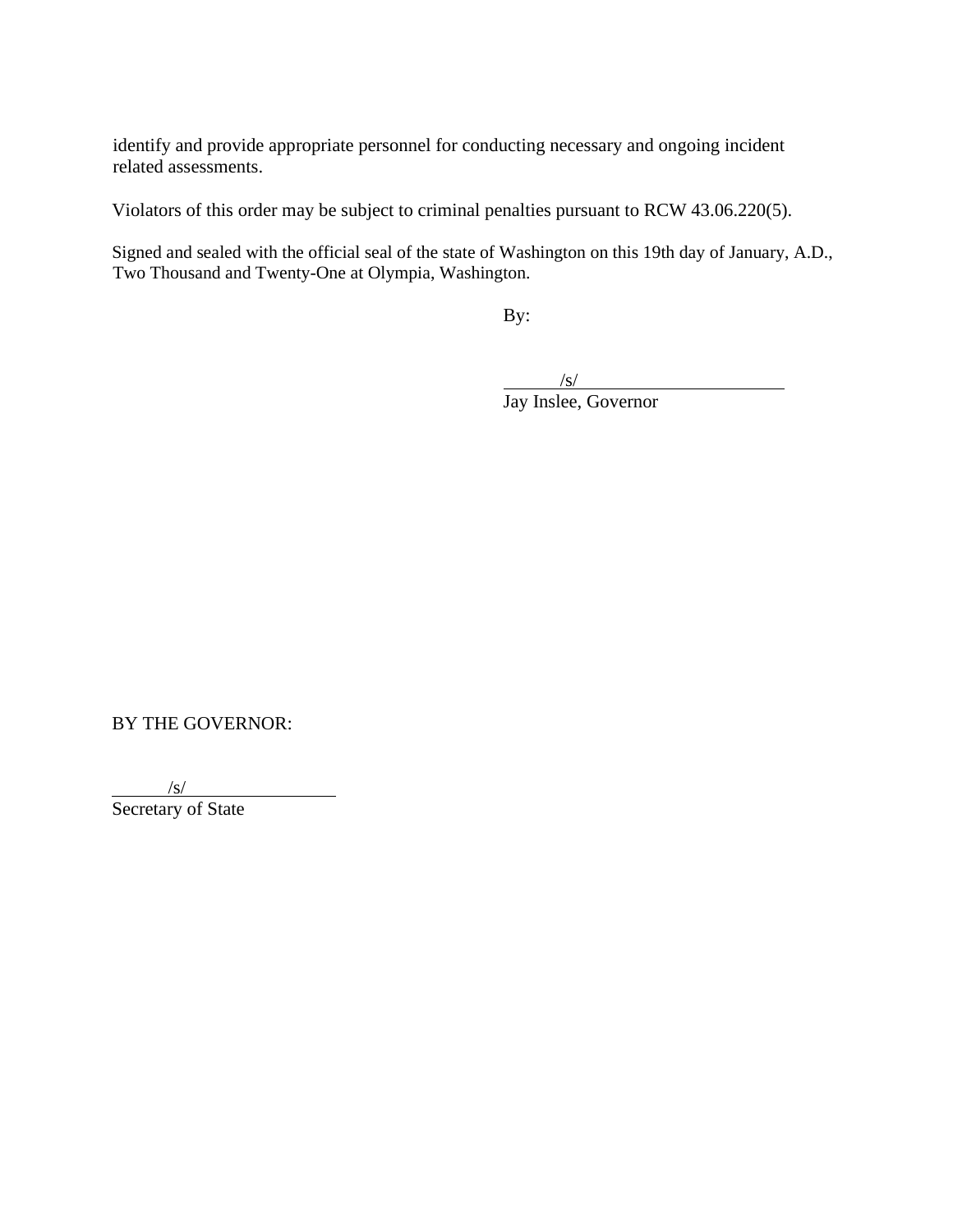identify and provide appropriate personnel for conducting necessary and ongoing incident related assessments.

Violators of this order may be subject to criminal penalties pursuant to RCW 43.06.220(5).

Signed and sealed with the official seal of the state of Washington on this 19th day of January, A.D., Two Thousand and Twenty-One at Olympia, Washington.

By:

/s/
Jay Inslee, Governor

BY THE GOVERNOR:

/s/
Secretary of State